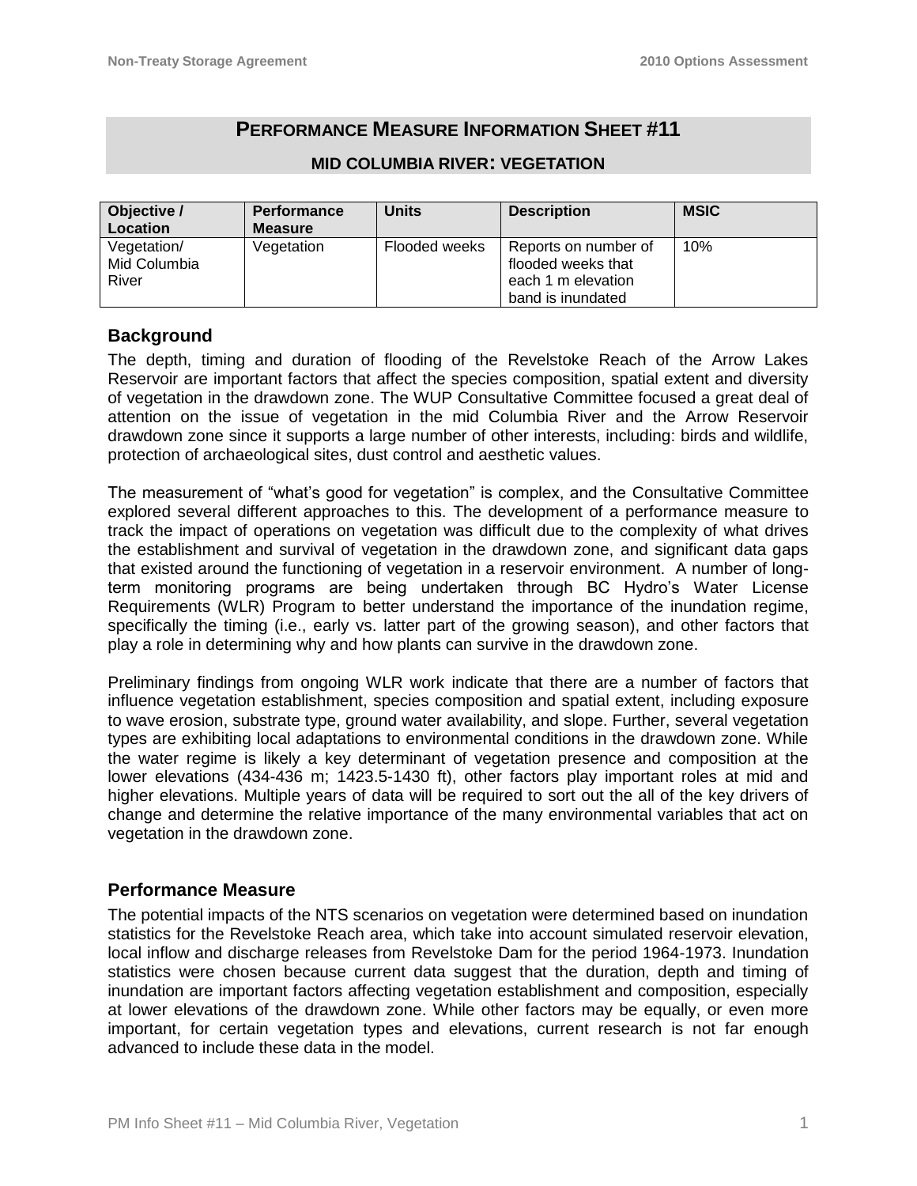# PERFORMANCE MEASURE INFORMATION SHEET #11

## MID COLUMBIA RIVER: VEGETATION

| Objective / Location | Performance Measure | Units | Description | MSIC |
|---|---|---|---|---|
| Vegetation/ Mid Columbia River | Vegetation | Flooded weeks | Reports on number of flooded weeks that each 1 m elevation band is inundated | 10% |

## Background

The depth, timing and duration of flooding of the Revelstoke Reach of the Arrow Lakes Reservoir are important factors that affect the species composition, spatial extent and diversity of vegetation in the drawdown zone. The WUP Consultative Committee focused a great deal of attention on the issue of vegetation in the mid Columbia River and the Arrow Reservoir drawdown zone since it supports a large number of other interests, including: birds and wildlife, protection of archaeological sites, dust control and aesthetic values.

The measurement of "what's good for vegetation" is complex, and the Consultative Committee explored several different approaches to this. The development of a performance measure to track the impact of operations on vegetation was difficult due to the complexity of what drives the establishment and survival of vegetation in the drawdown zone, and significant data gaps that existed around the functioning of vegetation in a reservoir environment. A number of long-term monitoring programs are being undertaken through BC Hydro's Water License Requirements (WLR) Program to better understand the importance of the inundation regime, specifically the timing (i.e., early vs. latter part of the growing season), and other factors that play a role in determining why and how plants can survive in the drawdown zone.

Preliminary findings from ongoing WLR work indicate that there are a number of factors that influence vegetation establishment, species composition and spatial extent, including exposure to wave erosion, substrate type, ground water availability, and slope. Further, several vegetation types are exhibiting local adaptations to environmental conditions in the drawdown zone. While the water regime is likely a key determinant of vegetation presence and composition at the lower elevations (434-436 m; 1423.5-1430 ft), other factors play important roles at mid and higher elevations. Multiple years of data will be required to sort out the all of the key drivers of change and determine the relative importance of the many environmental variables that act on vegetation in the drawdown zone.

## Performance Measure

The potential impacts of the NTS scenarios on vegetation were determined based on inundation statistics for the Revelstoke Reach area, which take into account simulated reservoir elevation, local inflow and discharge releases from Revelstoke Dam for the period 1964-1973. Inundation statistics were chosen because current data suggest that the duration, depth and timing of inundation are important factors affecting vegetation establishment and composition, especially at lower elevations of the drawdown zone. While other factors may be equally, or even more important, for certain vegetation types and elevations, current research is not far enough advanced to include these data in the model.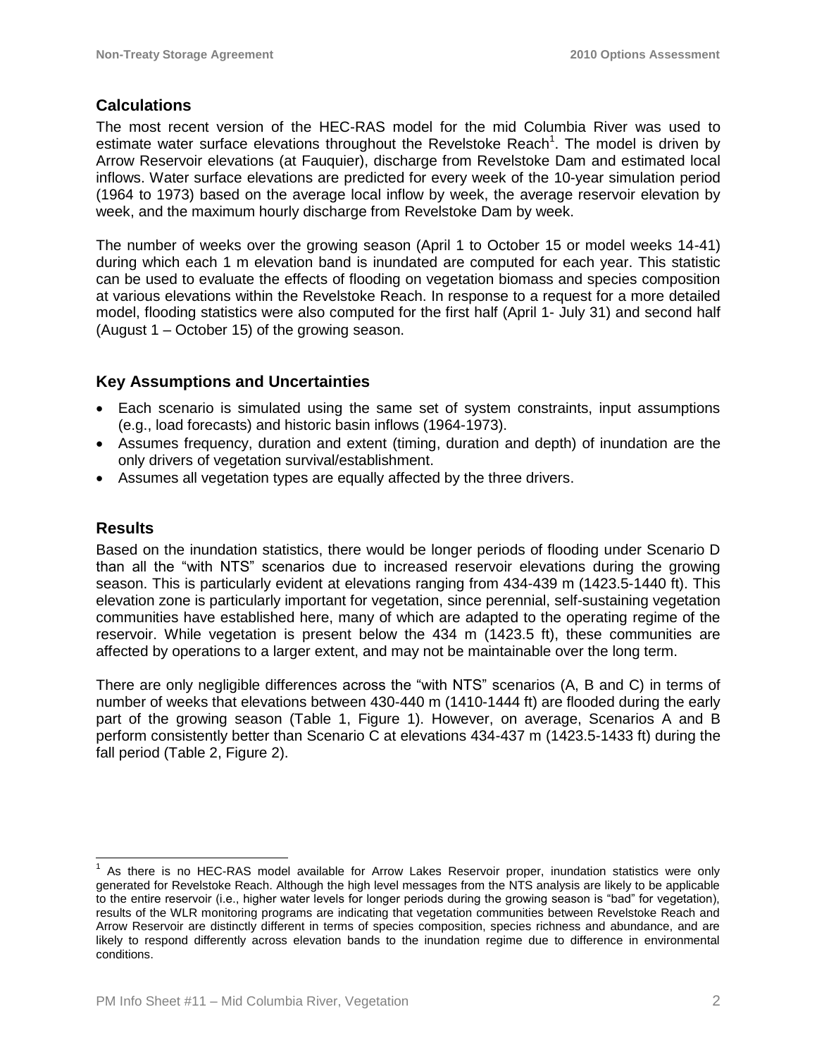## Calculations

The most recent version of the HEC-RAS model for the mid Columbia River was used to estimate water surface elevations throughout the Revelstoke Reach[1]. The model is driven by Arrow Reservoir elevations (at Fauquier), discharge from Revelstoke Dam and estimated local inflows. Water surface elevations are predicted for every week of the 10-year simulation period (1964 to 1973) based on the average local inflow by week, the average reservoir elevation by week, and the maximum hourly discharge from Revelstoke Dam by week.

The number of weeks over the growing season (April 1 to October 15 or model weeks 14-41) during which each 1 m elevation band is inundated are computed for each year. This statistic can be used to evaluate the effects of flooding on vegetation biomass and species composition at various elevations within the Revelstoke Reach. In response to a request for a more detailed model, flooding statistics were also computed for the first half (April 1- July 31) and second half (August 1 – October 15) of the growing season.

## Key Assumptions and Uncertainties

- Each scenario is simulated using the same set of system constraints, input assumptions (e.g., load forecasts) and historic basin inflows (1964-1973).
- Assumes frequency, duration and extent (timing, duration and depth) of inundation are the only drivers of vegetation survival/establishment.
- Assumes all vegetation types are equally affected by the three drivers.

## Results

Based on the inundation statistics, there would be longer periods of flooding under Scenario D than all the "with NTS" scenarios due to increased reservoir elevations during the growing season. This is particularly evident at elevations ranging from 434-439 m (1423.5-1440 ft). This elevation zone is particularly important for vegetation, since perennial, self-sustaining vegetation communities have established here, many of which are adapted to the operating regime of the reservoir. While vegetation is present below the 434 m (1423.5 ft), these communities are affected by operations to a larger extent, and may not be maintainable over the long term.

There are only negligible differences across the "with NTS" scenarios (A, B and C) in terms of number of weeks that elevations between 430-440 m (1410-1444 ft) are flooded during the early part of the growing season (Table 1, Figure 1). However, on average, Scenarios A and B perform consistently better than Scenario C at elevations 434-437 m (1423.5-1433 ft) during the fall period (Table 2, Figure 2).

[1] As there is no HEC-RAS model available for Arrow Lakes Reservoir proper, inundation statistics were only generated for Revelstoke Reach. Although the high level messages from the NTS analysis are likely to be applicable to the entire reservoir (i.e., higher water levels for longer periods during the growing season is "bad" for vegetation), results of the WLR monitoring programs are indicating that vegetation communities between Revelstoke Reach and Arrow Reservoir are distinctly different in terms of species composition, species richness and abundance, and are likely to respond differently across elevation bands to the inundation regime due to difference in environmental conditions.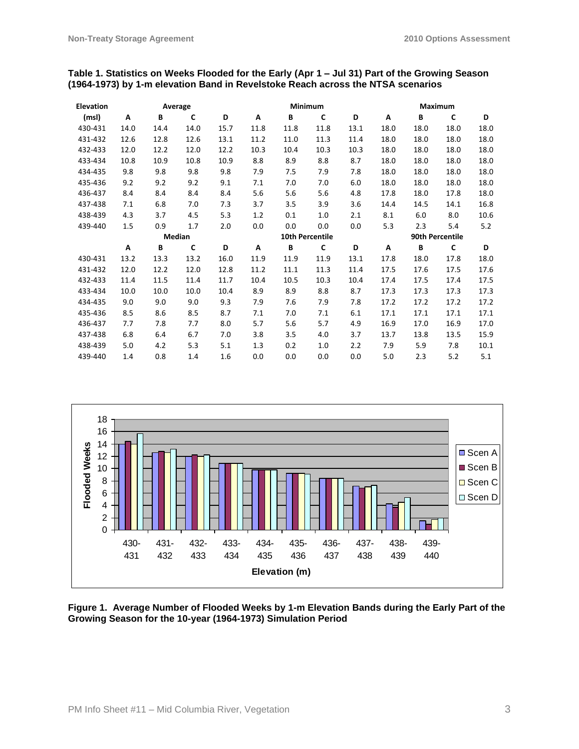**Table 1. Statistics on Weeks Flooded for the Early (Apr 1 – Jul 31) Part of the Growing Season (1964-1973) by 1-m elevation Band in Revelstoke Reach across the NTSA scenarios**

| Elevation | Average | | | | Minimum | | | | Maximum | | | |
|---|---|---|---|---|---|---|---|---|---|---|---|---|
| (msl) | A | B | C | D | A | B | C | D | A | B | C | D |
| 430-431 | 14.0 | 14.4 | 14.0 | 15.7 | 11.8 | 11.8 | 11.8 | 13.1 | 18.0 | 18.0 | 18.0 | 18.0 |
| 431-432 | 12.6 | 12.8 | 12.6 | 13.1 | 11.2 | 11.0 | 11.3 | 11.4 | 18.0 | 18.0 | 18.0 | 18.0 |
| 432-433 | 12.0 | 12.2 | 12.0 | 12.2 | 10.3 | 10.4 | 10.3 | 10.3 | 18.0 | 18.0 | 18.0 | 18.0 |
| 433-434 | 10.8 | 10.9 | 10.8 | 10.9 | 8.8 | 8.9 | 8.8 | 8.7 | 18.0 | 18.0 | 18.0 | 18.0 |
| 434-435 | 9.8 | 9.8 | 9.8 | 9.8 | 7.9 | 7.5 | 7.9 | 7.8 | 18.0 | 18.0 | 18.0 | 18.0 |
| 435-436 | 9.2 | 9.2 | 9.2 | 9.1 | 7.1 | 7.0 | 7.0 | 6.0 | 18.0 | 18.0 | 18.0 | 18.0 |
| 436-437 | 8.4 | 8.4 | 8.4 | 8.4 | 5.6 | 5.6 | 5.6 | 4.8 | 17.8 | 18.0 | 17.8 | 18.0 |
| 437-438 | 7.1 | 6.8 | 7.0 | 7.3 | 3.7 | 3.5 | 3.9 | 3.6 | 14.4 | 14.5 | 14.1 | 16.8 |
| 438-439 | 4.3 | 3.7 | 4.5 | 5.3 | 1.2 | 0.1 | 1.0 | 2.1 | 8.1 | 6.0 | 8.0 | 10.6 |
| 439-440 | 1.5 | 0.9 | 1.7 | 2.0 | 0.0 | 0.0 | 0.0 | 0.0 | 5.3 | 2.3 | 5.4 | 5.2 |
| | **Median** | | | | **10th Percentile** | | | | **90th Percentile** | | | |
| | A | B | C | D | A | B | C | D | A | B | C | D |
| 430-431 | 13.2 | 13.3 | 13.2 | 16.0 | 11.9 | 11.9 | 11.9 | 13.1 | 17.8 | 18.0 | 17.8 | 18.0 |
| 431-432 | 12.0 | 12.2 | 12.0 | 12.8 | 11.2 | 11.1 | 11.3 | 11.4 | 17.5 | 17.6 | 17.5 | 17.6 |
| 432-433 | 11.4 | 11.5 | 11.4 | 11.7 | 10.4 | 10.5 | 10.3 | 10.4 | 17.4 | 17.5 | 17.4 | 17.5 |
| 433-434 | 10.0 | 10.0 | 10.0 | 10.4 | 8.9 | 8.9 | 8.8 | 8.7 | 17.3 | 17.3 | 17.3 | 17.3 |
| 434-435 | 9.0 | 9.0 | 9.0 | 9.3 | 7.9 | 7.6 | 7.9 | 7.8 | 17.2 | 17.2 | 17.2 | 17.2 |
| 435-436 | 8.5 | 8.6 | 8.5 | 8.7 | 7.1 | 7.0 | 7.1 | 6.1 | 17.1 | 17.1 | 17.1 | 17.1 |
| 436-437 | 7.7 | 7.8 | 7.7 | 8.0 | 5.7 | 5.6 | 5.7 | 4.9 | 16.9 | 17.0 | 16.9 | 17.0 |
| 437-438 | 6.8 | 6.4 | 6.7 | 7.0 | 3.8 | 3.5 | 4.0 | 3.7 | 13.7 | 13.8 | 13.5 | 15.9 |
| 438-439 | 5.0 | 4.2 | 5.3 | 5.1 | 1.3 | 0.2 | 1.0 | 2.2 | 7.9 | 5.9 | 7.8 | 10.1 |
| 439-440 | 1.4 | 0.8 | 1.4 | 1.6 | 0.0 | 0.0 | 0.0 | 0.0 | 5.0 | 2.3 | 5.2 | 5.1 |

**Figure 1. Average Number of Flooded Weeks by 1-m Elevation Bands during the Early Part of the Growing Season for the 10-year (1964-1973) Simulation Period**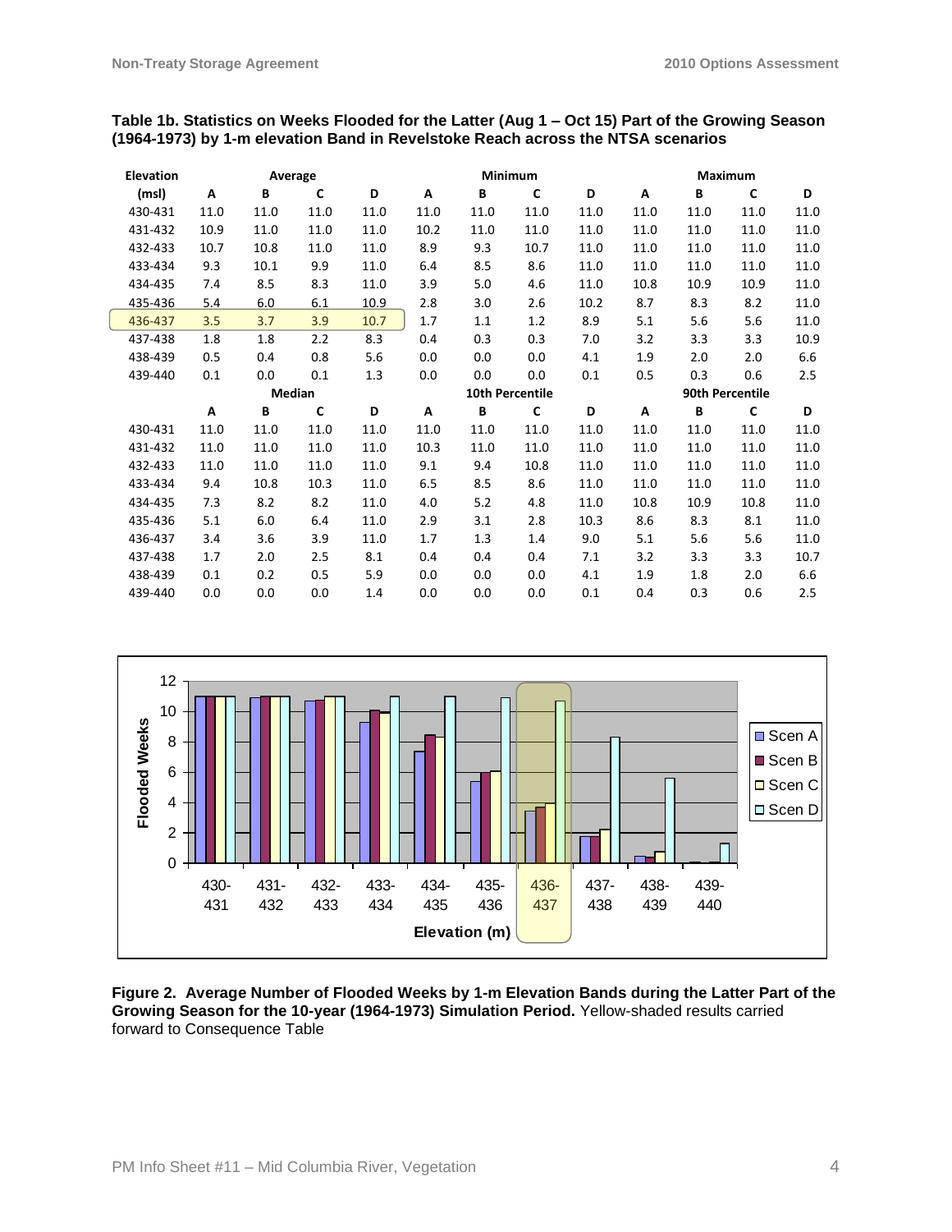**Table 1b. Statistics on Weeks Flooded for the Latter (Aug 1 – Oct 15) Part of the Growing Season (1964-1973) by 1-m elevation Band in Revelstoke Reach across the NTSA scenarios**

| Elevation | Average | | | | Minimum | | | | Maximum | | | |
|---|---|---|---|---|---|---|---|---|---|---|---|---|
| (msl) | A | B | C | D | A | B | C | D | A | B | C | D |
| 430-431 | 11.0 | 11.0 | 11.0 | 11.0 | 11.0 | 11.0 | 11.0 | 11.0 | 11.0 | 11.0 | 11.0 | 11.0 |
| 431-432 | 10.9 | 11.0 | 11.0 | 11.0 | 10.2 | 11.0 | 11.0 | 11.0 | 11.0 | 11.0 | 11.0 | 11.0 |
| 432-433 | 10.7 | 10.8 | 11.0 | 11.0 | 8.9 | 9.3 | 10.7 | 11.0 | 11.0 | 11.0 | 11.0 | 11.0 |
| 433-434 | 9.3 | 10.1 | 9.9 | 11.0 | 6.4 | 8.5 | 8.6 | 11.0 | 11.0 | 11.0 | 11.0 | 11.0 |
| 434-435 | 7.4 | 8.5 | 8.3 | 11.0 | 3.9 | 5.0 | 4.6 | 11.0 | 10.8 | 10.9 | 10.9 | 11.0 |
| 435-436 | 5.4 | 6.0 | 6.1 | 10.9 | 2.8 | 3.0 | 2.6 | 10.2 | 8.7 | 8.3 | 8.2 | 11.0 |
| 436-437 | 3.5 | 3.7 | 3.9 | 10.7 | 1.7 | 1.1 | 1.2 | 8.9 | 5.1 | 5.6 | 5.6 | 11.0 |
| 437-438 | 1.8 | 1.8 | 2.2 | 8.3 | 0.4 | 0.3 | 0.3 | 7.0 | 3.2 | 3.3 | 3.3 | 10.9 |
| 438-439 | 0.5 | 0.4 | 0.8 | 5.6 | 0.0 | 0.0 | 0.0 | 4.1 | 1.9 | 2.0 | 2.0 | 6.6 |
| 439-440 | 0.1 | 0.0 | 0.1 | 1.3 | 0.0 | 0.0 | 0.0 | 0.1 | 0.5 | 0.3 | 0.6 | 2.5 |
| | Median | | | | 10th Percentile | | | | 90th Percentile | | | |
| | A | B | C | D | A | B | C | D | A | B | C | D |
| 430-431 | 11.0 | 11.0 | 11.0 | 11.0 | 11.0 | 11.0 | 11.0 | 11.0 | 11.0 | 11.0 | 11.0 | 11.0 |
| 431-432 | 11.0 | 11.0 | 11.0 | 11.0 | 10.3 | 11.0 | 11.0 | 11.0 | 11.0 | 11.0 | 11.0 | 11.0 |
| 432-433 | 11.0 | 11.0 | 11.0 | 11.0 | 9.1 | 9.4 | 10.8 | 11.0 | 11.0 | 11.0 | 11.0 | 11.0 |
| 433-434 | 9.4 | 10.8 | 10.3 | 11.0 | 6.5 | 8.5 | 8.6 | 11.0 | 11.0 | 11.0 | 11.0 | 11.0 |
| 434-435 | 7.3 | 8.2 | 8.2 | 11.0 | 4.0 | 5.2 | 4.8 | 11.0 | 10.8 | 10.9 | 10.8 | 11.0 |
| 435-436 | 5.1 | 6.0 | 6.4 | 11.0 | 2.9 | 3.1 | 2.8 | 10.3 | 8.6 | 8.3 | 8.1 | 11.0 |
| 436-437 | 3.4 | 3.6 | 3.9 | 11.0 | 1.7 | 1.3 | 1.4 | 9.0 | 5.1 | 5.6 | 5.6 | 11.0 |
| 437-438 | 1.7 | 2.0 | 2.5 | 8.1 | 0.4 | 0.4 | 0.4 | 7.1 | 3.2 | 3.3 | 3.3 | 10.7 |
| 438-439 | 0.1 | 0.2 | 0.5 | 5.9 | 0.0 | 0.0 | 0.0 | 4.1 | 1.9 | 1.8 | 2.0 | 6.6 |
| 439-440 | 0.0 | 0.0 | 0.0 | 1.4 | 0.0 | 0.0 | 0.0 | 0.1 | 0.4 | 0.3 | 0.6 | 2.5 |

Flooded Weeks
12
10
8
6
4
2
0
430-431
431-432
432-433
433-434
434-435
435-436
436-437
437-438
438-439
439-440
Elevation (m)
Scen A
Scen B
Scen C
Scen D

**Figure 2. Average Number of Flooded Weeks by 1-m Elevation Bands during the Latter Part of the Growing Season for the 10-year (1964-1973) Simulation Period.** Yellow-shaded results carried forward to Consequence Table